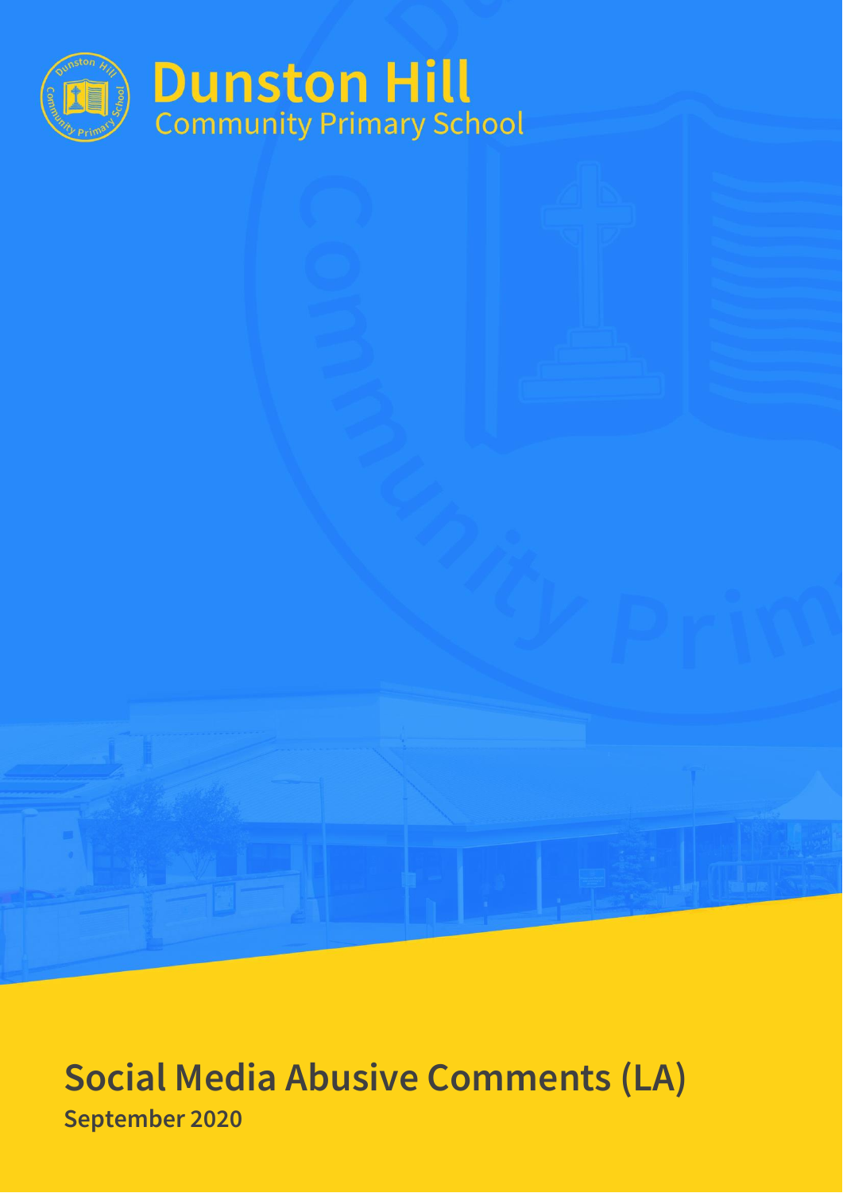# Dunston Hill
## Community Primary School

# Social Media Abusive Comments (LA)

**September 2020**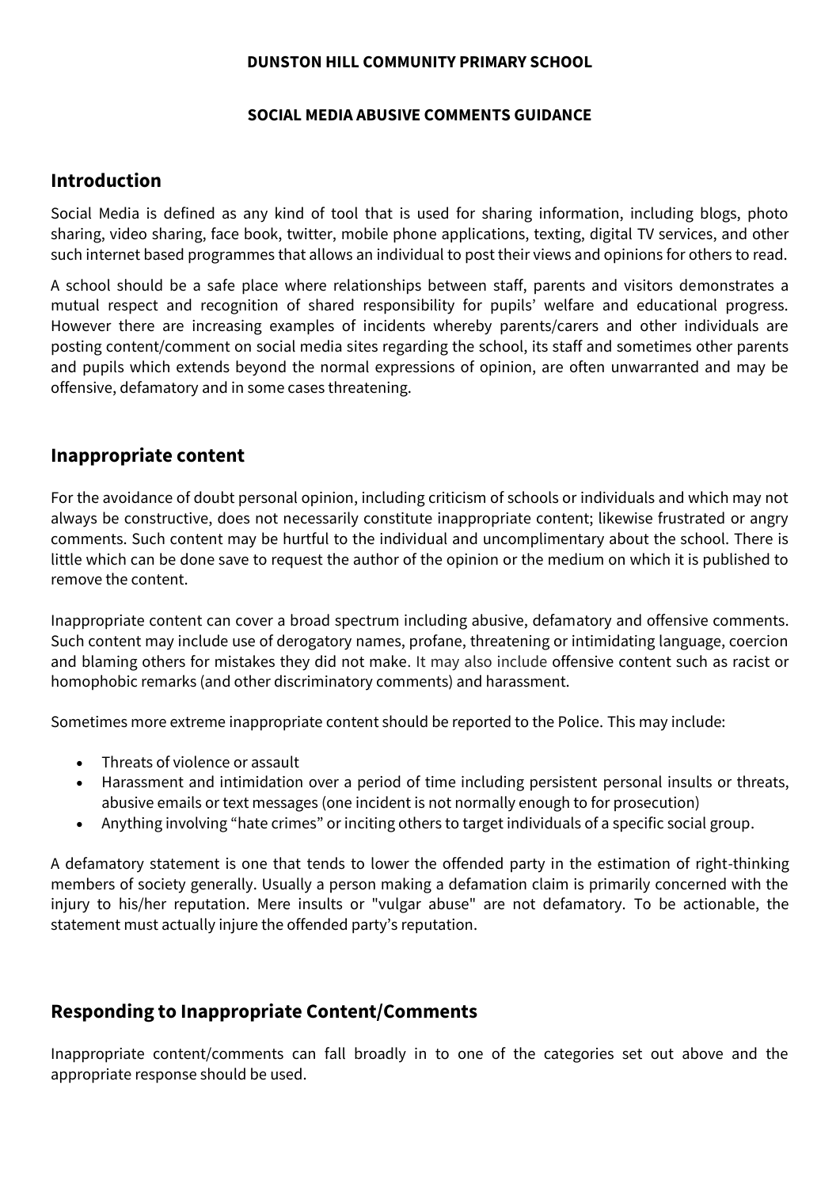**DUNSTON HILL COMMUNITY PRIMARY SCHOOL**

**SOCIAL MEDIA ABUSIVE COMMENTS GUIDANCE**

## Introduction

Social Media is defined as any kind of tool that is used for sharing information, including blogs, photo sharing, video sharing, face book, twitter, mobile phone applications, texting, digital TV services, and other such internet based programmes that allows an individual to post their views and opinions for others to read.

A school should be a safe place where relationships between staff, parents and visitors demonstrates a mutual respect and recognition of shared responsibility for pupils' welfare and educational progress. However there are increasing examples of incidents whereby parents/carers and other individuals are posting content/comment on social media sites regarding the school, its staff and sometimes other parents and pupils which extends beyond the normal expressions of opinion, are often unwarranted and may be offensive, defamatory and in some cases threatening.

## Inappropriate content

For the avoidance of doubt personal opinion, including criticism of schools or individuals and which may not always be constructive, does not necessarily constitute inappropriate content; likewise frustrated or angry comments. Such content may be hurtful to the individual and uncomplimentary about the school. There is little which can be done save to request the author of the opinion or the medium on which it is published to remove the content.

Inappropriate content can cover a broad spectrum including abusive, defamatory and offensive comments. Such content may include use of derogatory names, profane, threatening or intimidating language, coercion and blaming others for mistakes they did not make. It may also include offensive content such as racist or homophobic remarks (and other discriminatory comments) and harassment.

Sometimes more extreme inappropriate content should be reported to the Police. This may include:

- Threats of violence or assault
- Harassment and intimidation over a period of time including persistent personal insults or threats, abusive emails or text messages (one incident is not normally enough to for prosecution)
- Anything involving "hate crimes" or inciting others to target individuals of a specific social group.

A defamatory statement is one that tends to lower the offended party in the estimation of right-thinking members of society generally. Usually a person making a defamation claim is primarily concerned with the injury to his/her reputation. Mere insults or "vulgar abuse" are not defamatory. To be actionable, the statement must actually injure the offended party's reputation.

## Responding to Inappropriate Content/Comments

Inappropriate content/comments can fall broadly in to one of the categories set out above and the appropriate response should be used.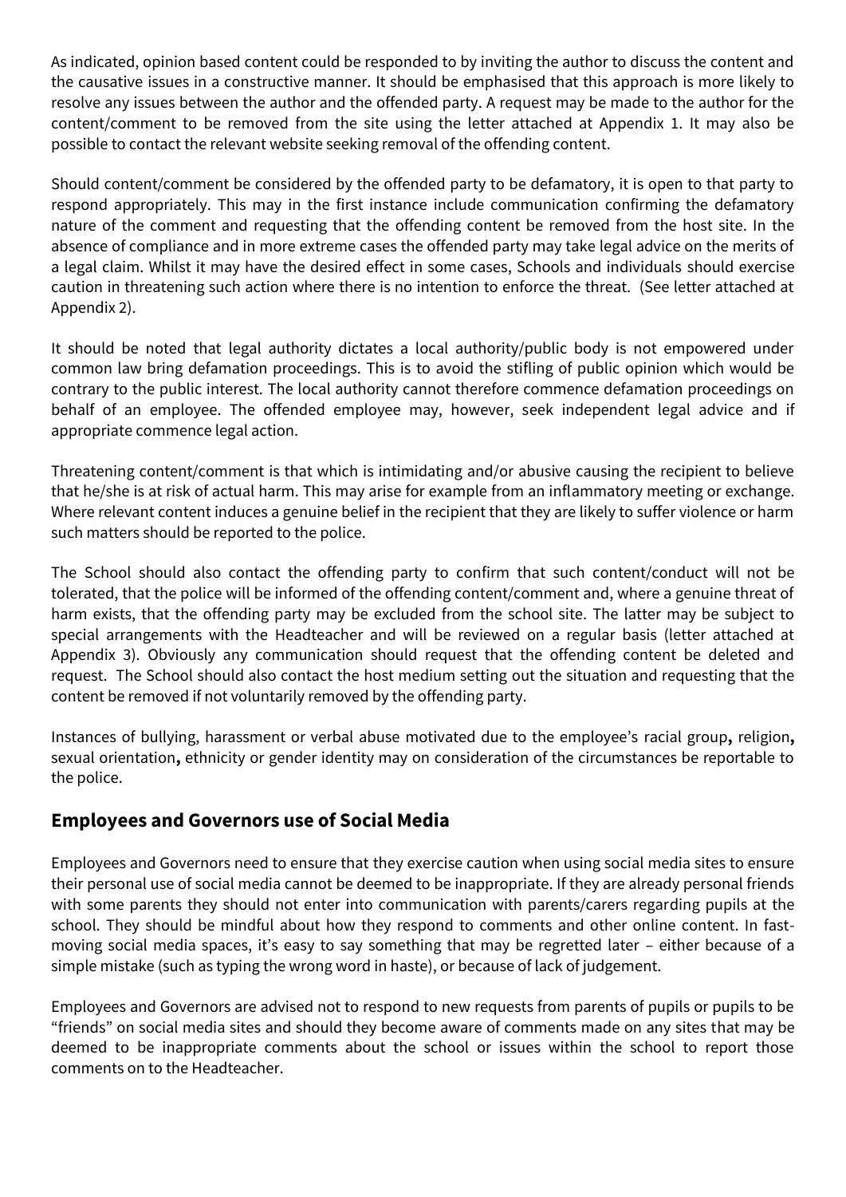As indicated, opinion based content could be responded to by inviting the author to discuss the content and the causative issues in a constructive manner. It should be emphasised that this approach is more likely to resolve any issues between the author and the offended party. A request may be made to the author for the content/comment to be removed from the site using the letter attached at Appendix 1. It may also be possible to contact the relevant website seeking removal of the offending content.

Should content/comment be considered by the offended party to be defamatory, it is open to that party to respond appropriately. This may in the first instance include communication confirming the defamatory nature of the comment and requesting that the offending content be removed from the host site. In the absence of compliance and in more extreme cases the offended party may take legal advice on the merits of a legal claim. Whilst it may have the desired effect in some cases, Schools and individuals should exercise caution in threatening such action where there is no intention to enforce the threat. (See letter attached at Appendix 2).

It should be noted that legal authority dictates a local authority/public body is not empowered under common law bring defamation proceedings. This is to avoid the stifling of public opinion which would be contrary to the public interest. The local authority cannot therefore commence defamation proceedings on behalf of an employee. The offended employee may, however, seek independent legal advice and if appropriate commence legal action.

Threatening content/comment is that which is intimidating and/or abusive causing the recipient to believe that he/she is at risk of actual harm. This may arise for example from an inflammatory meeting or exchange. Where relevant content induces a genuine belief in the recipient that they are likely to suffer violence or harm such matters should be reported to the police.

The School should also contact the offending party to confirm that such content/conduct will not be tolerated, that the police will be informed of the offending content/comment and, where a genuine threat of harm exists, that the offending party may be excluded from the school site. The latter may be subject to special arrangements with the Headteacher and will be reviewed on a regular basis (letter attached at Appendix 3). Obviously any communication should request that the offending content be deleted and request. The School should also contact the host medium setting out the situation and requesting that the content be removed if not voluntarily removed by the offending party.

Instances of bullying, harassment or verbal abuse motivated due to the employee's racial group**,** religion**,** sexual orientation**,** ethnicity or gender identity may on consideration of the circumstances be reportable to the police.

## Employees and Governors use of Social Media

Employees and Governors need to ensure that they exercise caution when using social media sites to ensure their personal use of social media cannot be deemed to be inappropriate. If they are already personal friends with some parents they should not enter into communication with parents/carers regarding pupils at the school. They should be mindful about how they respond to comments and other online content. In fast-moving social media spaces, it's easy to say something that may be regretted later – either because of a simple mistake (such as typing the wrong word in haste), or because of lack of judgement.

Employees and Governors are advised not to respond to new requests from parents of pupils or pupils to be "friends" on social media sites and should they become aware of comments made on any sites that may be deemed to be inappropriate comments about the school or issues within the school to report those comments on to the Headteacher.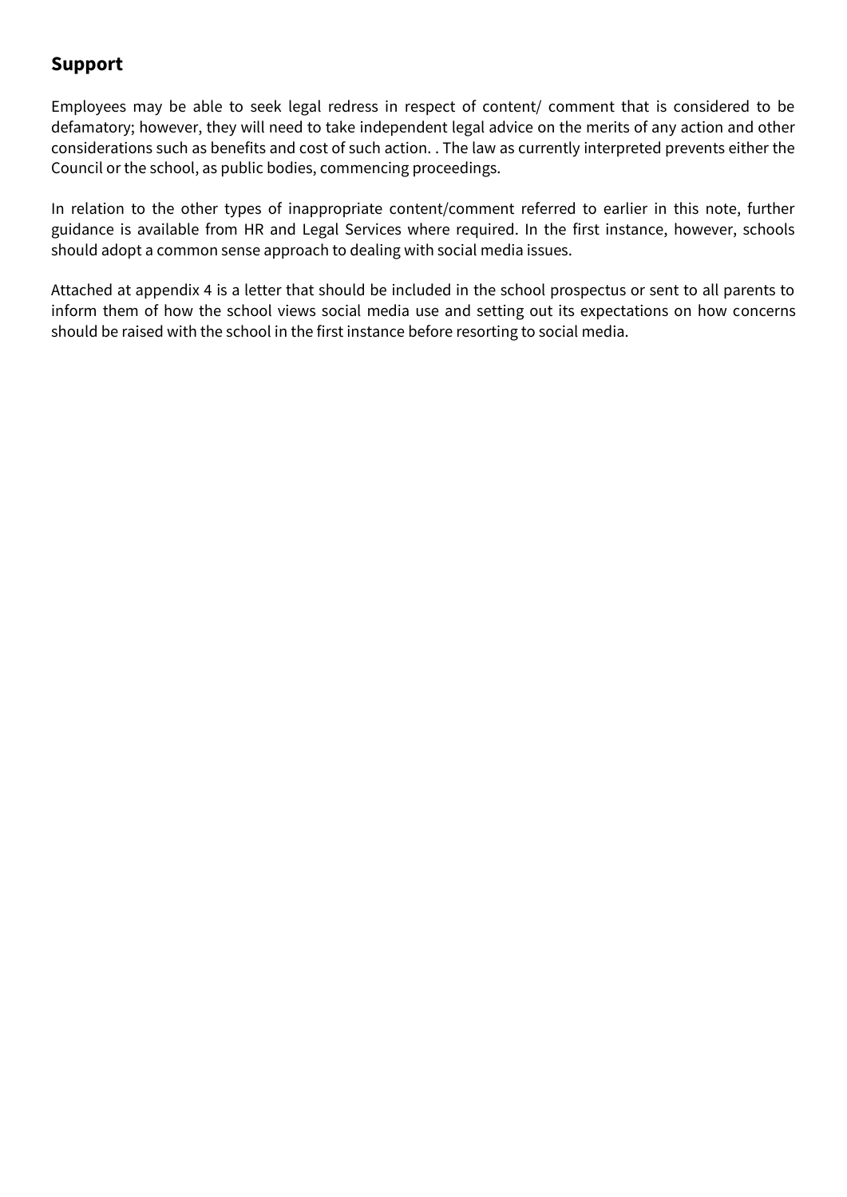## Support

Employees may be able to seek legal redress in respect of content/ comment that is considered to be defamatory; however, they will need to take independent legal advice on the merits of any action and other considerations such as benefits and cost of such action. . The law as currently interpreted prevents either the Council or the school, as public bodies, commencing proceedings.

In relation to the other types of inappropriate content/comment referred to earlier in this note, further guidance is available from HR and Legal Services where required. In the first instance, however, schools should adopt a common sense approach to dealing with social media issues.

Attached at appendix 4 is a letter that should be included in the school prospectus or sent to all parents to inform them of how the school views social media use and setting out its expectations on how concerns should be raised with the school in the first instance before resorting to social media.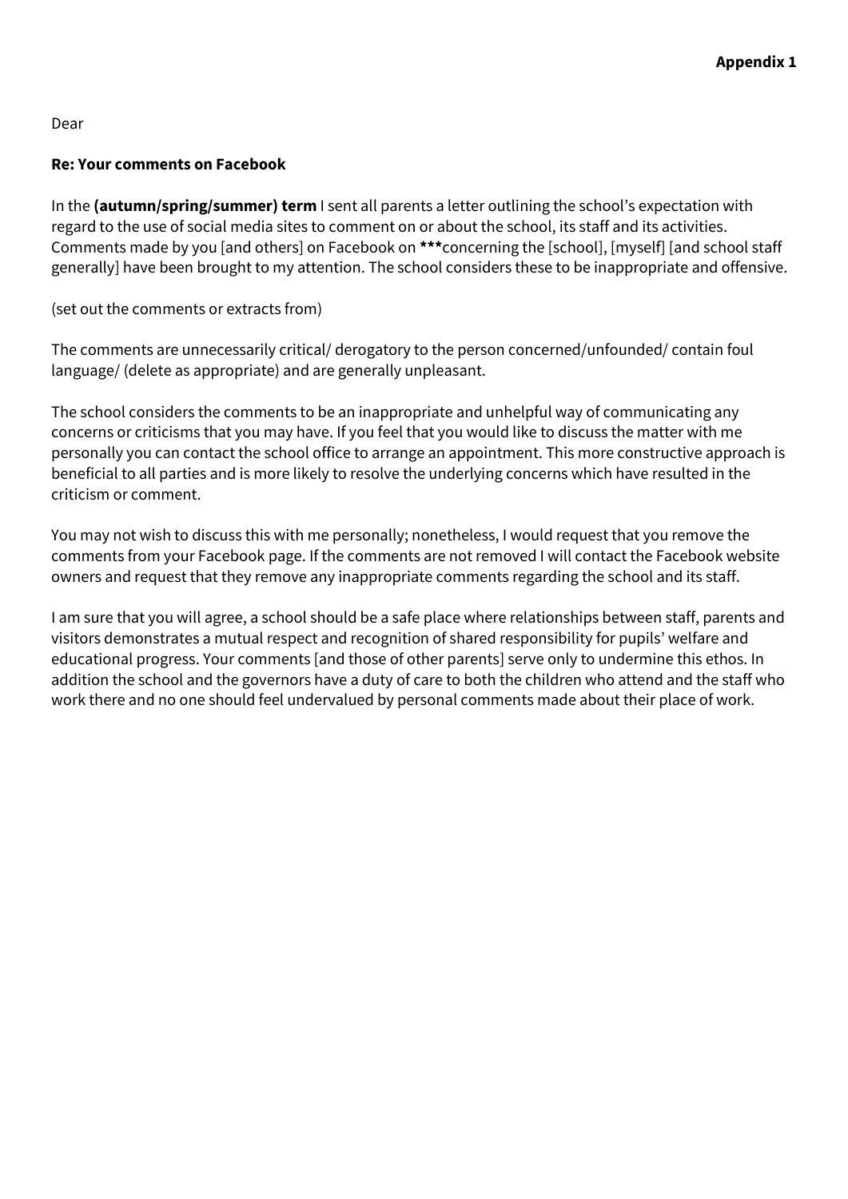**Appendix 1**

Dear

**Re: Your comments on Facebook**

In the **(autumn/spring/summer) term** I sent all parents a letter outlining the school's expectation with regard to the use of social media sites to comment on or about the school, its staff and its activities. Comments made by you [and others] on Facebook on **\*\*\***concerning the [school], [myself] [and school staff generally] have been brought to my attention. The school considers these to be inappropriate and offensive.

(set out the comments or extracts from)

The comments are unnecessarily critical/ derogatory to the person concerned/unfounded/ contain foul language/ (delete as appropriate) and are generally unpleasant.

The school considers the comments to be an inappropriate and unhelpful way of communicating any concerns or criticisms that you may have. If you feel that you would like to discuss the matter with me personally you can contact the school office to arrange an appointment. This more constructive approach is beneficial to all parties and is more likely to resolve the underlying concerns which have resulted in the criticism or comment.

You may not wish to discuss this with me personally; nonetheless, I would request that you remove the comments from your Facebook page. If the comments are not removed I will contact the Facebook website owners and request that they remove any inappropriate comments regarding the school and its staff.

I am sure that you will agree, a school should be a safe place where relationships between staff, parents and visitors demonstrates a mutual respect and recognition of shared responsibility for pupils' welfare and educational progress. Your comments [and those of other parents] serve only to undermine this ethos. In addition the school and the governors have a duty of care to both the children who attend and the staff who work there and no one should feel undervalued by personal comments made about their place of work.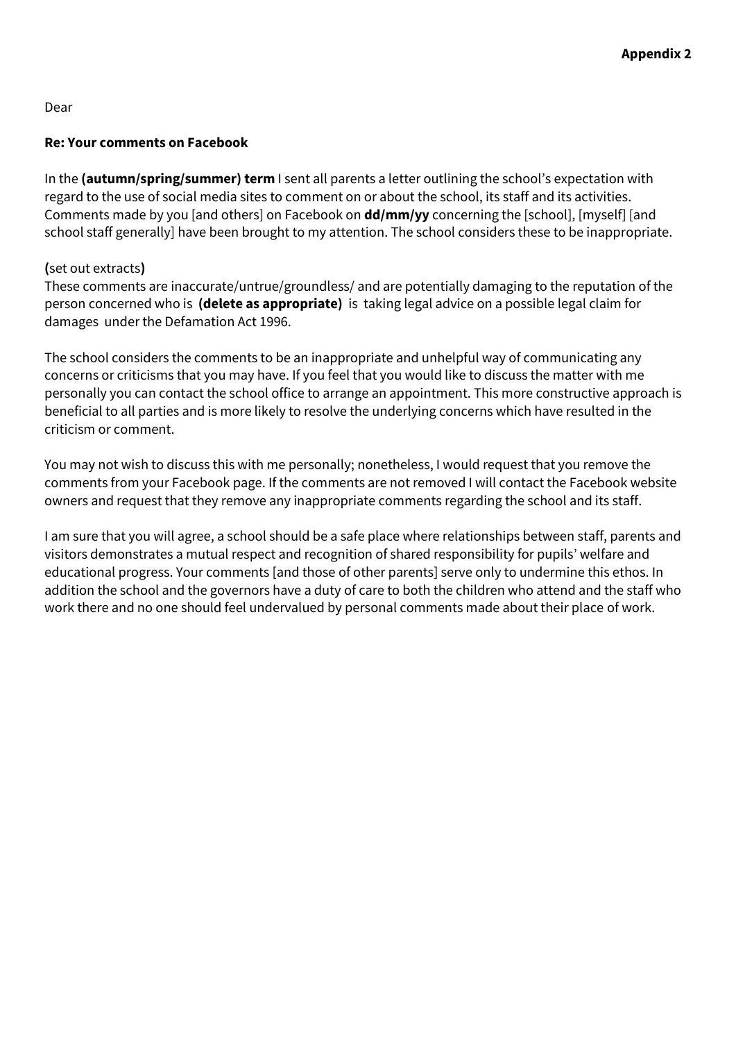**Appendix 2**

Dear

**Re: Your comments on Facebook**

In the **(autumn/spring/summer) term** I sent all parents a letter outlining the school's expectation with regard to the use of social media sites to comment on or about the school, its staff and its activities. Comments made by you [and others] on Facebook on **dd/mm/yy** concerning the [school], [myself] [and school staff generally] have been brought to my attention. The school considers these to be inappropriate.

**(**set out extracts**)**
These comments are inaccurate/untrue/groundless/ and are potentially damaging to the reputation of the person concerned who is **(delete as appropriate)** is taking legal advice on a possible legal claim for damages under the Defamation Act 1996.

The school considers the comments to be an inappropriate and unhelpful way of communicating any concerns or criticisms that you may have. If you feel that you would like to discuss the matter with me personally you can contact the school office to arrange an appointment. This more constructive approach is beneficial to all parties and is more likely to resolve the underlying concerns which have resulted in the criticism or comment.

You may not wish to discuss this with me personally; nonetheless, I would request that you remove the comments from your Facebook page. If the comments are not removed I will contact the Facebook website owners and request that they remove any inappropriate comments regarding the school and its staff.

I am sure that you will agree, a school should be a safe place where relationships between staff, parents and visitors demonstrates a mutual respect and recognition of shared responsibility for pupils' welfare and educational progress. Your comments [and those of other parents] serve only to undermine this ethos. In addition the school and the governors have a duty of care to both the children who attend and the staff who work there and no one should feel undervalued by personal comments made about their place of work.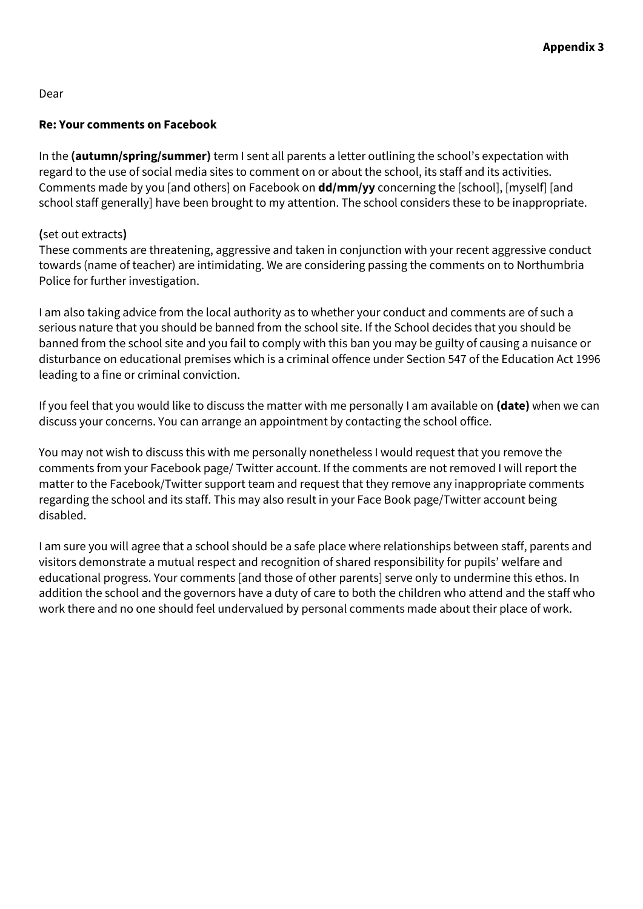**Appendix 3**

Dear

**Re: Your comments on Facebook**

In the **(autumn/spring/summer)** term I sent all parents a letter outlining the school's expectation with regard to the use of social media sites to comment on or about the school, its staff and its activities. Comments made by you [and others] on Facebook on **dd/mm/yy** concerning the [school], [myself] [and school staff generally] have been brought to my attention. The school considers these to be inappropriate.

**(**set out extracts**)**
These comments are threatening, aggressive and taken in conjunction with your recent aggressive conduct towards (name of teacher) are intimidating. We are considering passing the comments on to Northumbria Police for further investigation.

I am also taking advice from the local authority as to whether your conduct and comments are of such a serious nature that you should be banned from the school site. If the School decides that you should be banned from the school site and you fail to comply with this ban you may be guilty of causing a nuisance or disturbance on educational premises which is a criminal offence under Section 547 of the Education Act 1996 leading to a fine or criminal conviction.

If you feel that you would like to discuss the matter with me personally I am available on **(date)** when we can discuss your concerns. You can arrange an appointment by contacting the school office.

You may not wish to discuss this with me personally nonetheless I would request that you remove the comments from your Facebook page/ Twitter account. If the comments are not removed I will report the matter to the Facebook/Twitter support team and request that they remove any inappropriate comments regarding the school and its staff. This may also result in your Face Book page/Twitter account being disabled.

I am sure you will agree that a school should be a safe place where relationships between staff, parents and visitors demonstrate a mutual respect and recognition of shared responsibility for pupils' welfare and educational progress. Your comments [and those of other parents] serve only to undermine this ethos. In addition the school and the governors have a duty of care to both the children who attend and the staff who work there and no one should feel undervalued by personal comments made about their place of work.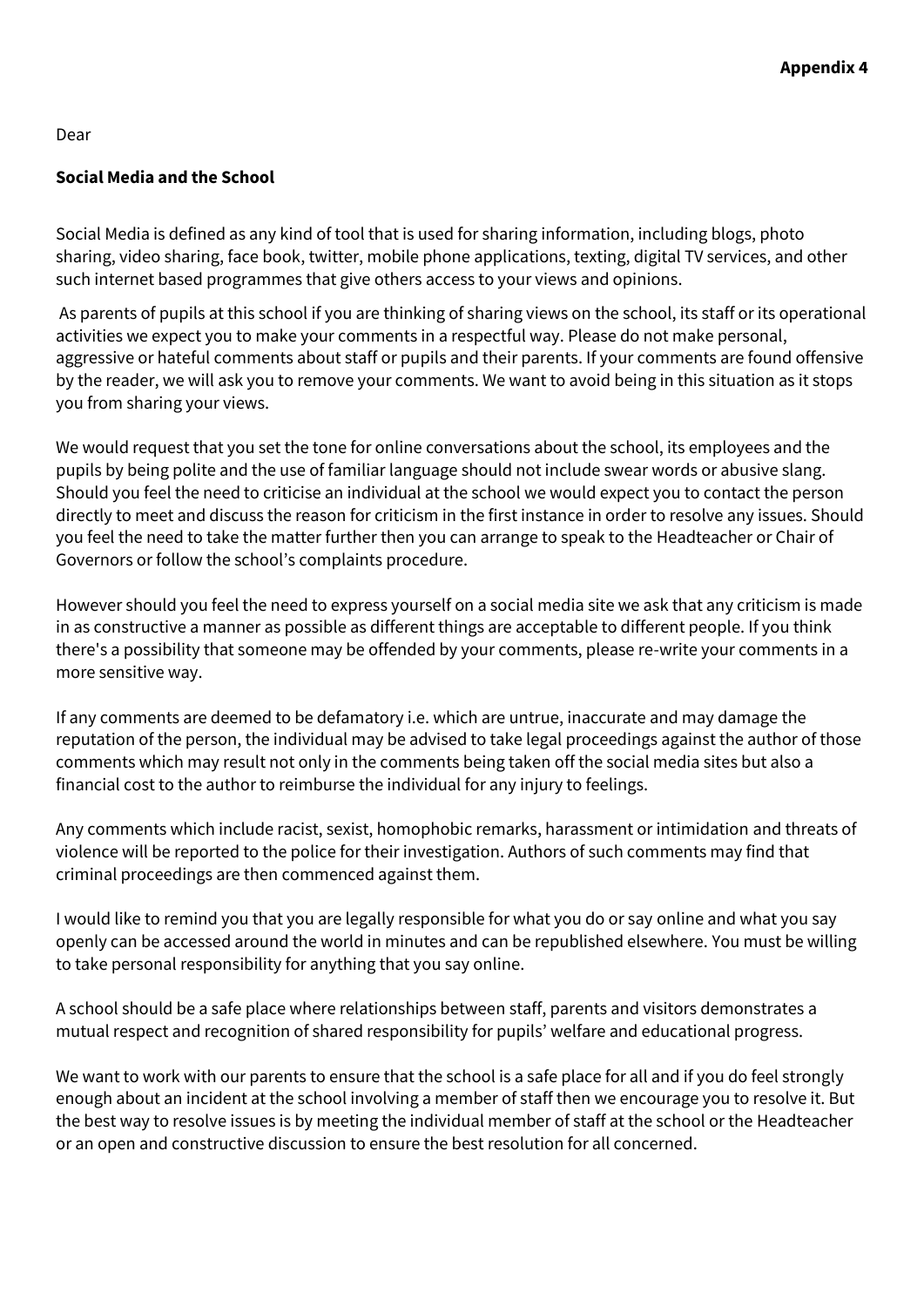**Appendix 4**

Dear

**Social Media and the School**

Social Media is defined as any kind of tool that is used for sharing information, including blogs, photo sharing, video sharing, face book, twitter, mobile phone applications, texting, digital TV services, and other such internet based programmes that give others access to your views and opinions.

As parents of pupils at this school if you are thinking of sharing views on the school, its staff or its operational activities we expect you to make your comments in a respectful way. Please do not make personal, aggressive or hateful comments about staff or pupils and their parents. If your comments are found offensive by the reader, we will ask you to remove your comments. We want to avoid being in this situation as it stops you from sharing your views.

We would request that you set the tone for online conversations about the school, its employees and the pupils by being polite and the use of familiar language should not include swear words or abusive slang. Should you feel the need to criticise an individual at the school we would expect you to contact the person directly to meet and discuss the reason for criticism in the first instance in order to resolve any issues. Should you feel the need to take the matter further then you can arrange to speak to the Headteacher or Chair of Governors or follow the school's complaints procedure.

However should you feel the need to express yourself on a social media site we ask that any criticism is made in as constructive a manner as possible as different things are acceptable to different people. If you think there's a possibility that someone may be offended by your comments, please re-write your comments in a more sensitive way.

If any comments are deemed to be defamatory i.e. which are untrue, inaccurate and may damage the reputation of the person, the individual may be advised to take legal proceedings against the author of those comments which may result not only in the comments being taken off the social media sites but also a financial cost to the author to reimburse the individual for any injury to feelings.

Any comments which include racist, sexist, homophobic remarks, harassment or intimidation and threats of violence will be reported to the police for their investigation. Authors of such comments may find that criminal proceedings are then commenced against them.

I would like to remind you that you are legally responsible for what you do or say online and what you say openly can be accessed around the world in minutes and can be republished elsewhere. You must be willing to take personal responsibility for anything that you say online.

A school should be a safe place where relationships between staff, parents and visitors demonstrates a mutual respect and recognition of shared responsibility for pupils' welfare and educational progress.

We want to work with our parents to ensure that the school is a safe place for all and if you do feel strongly enough about an incident at the school involving a member of staff then we encourage you to resolve it. But the best way to resolve issues is by meeting the individual member of staff at the school or the Headteacher or an open and constructive discussion to ensure the best resolution for all concerned.